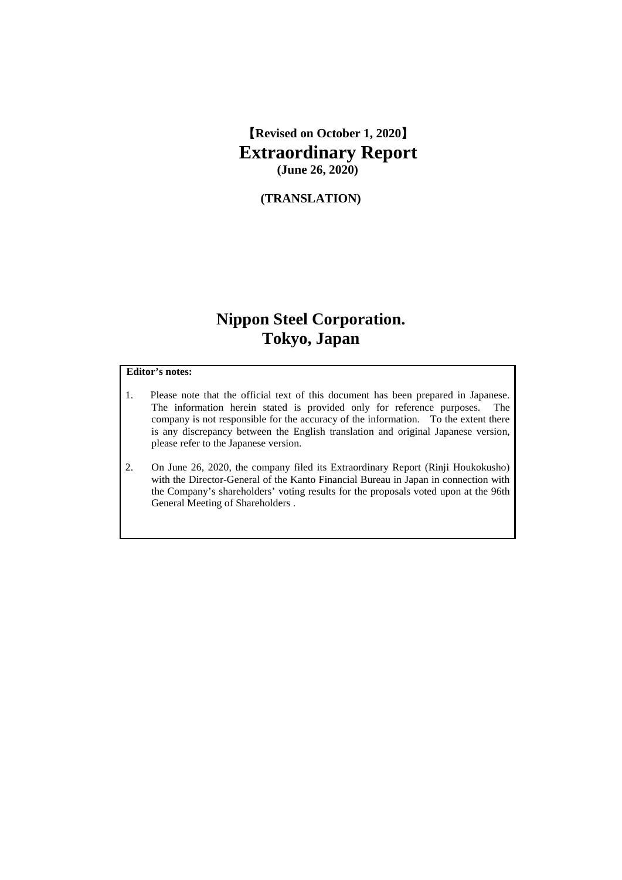**【Revised on October 1, 2020】**

# Extraordinary Report

**(June 26, 2020)**

**(TRANSLATION)**

# Nippon Steel Corporation.
# Tokyo, Japan

**Editor's notes:**

1. Please note that the official text of this document has been prepared in Japanese. The information herein stated is provided only for reference purposes. The company is not responsible for the accuracy of the information. To the extent there is any discrepancy between the English translation and original Japanese version, please refer to the Japanese version.

2. On June 26, 2020, the company filed its Extraordinary Report (Rinji Houkokusho) with the Director-General of the Kanto Financial Bureau in Japan in connection with the Company's shareholders' voting results for the proposals voted upon at the 96th General Meeting of Shareholders .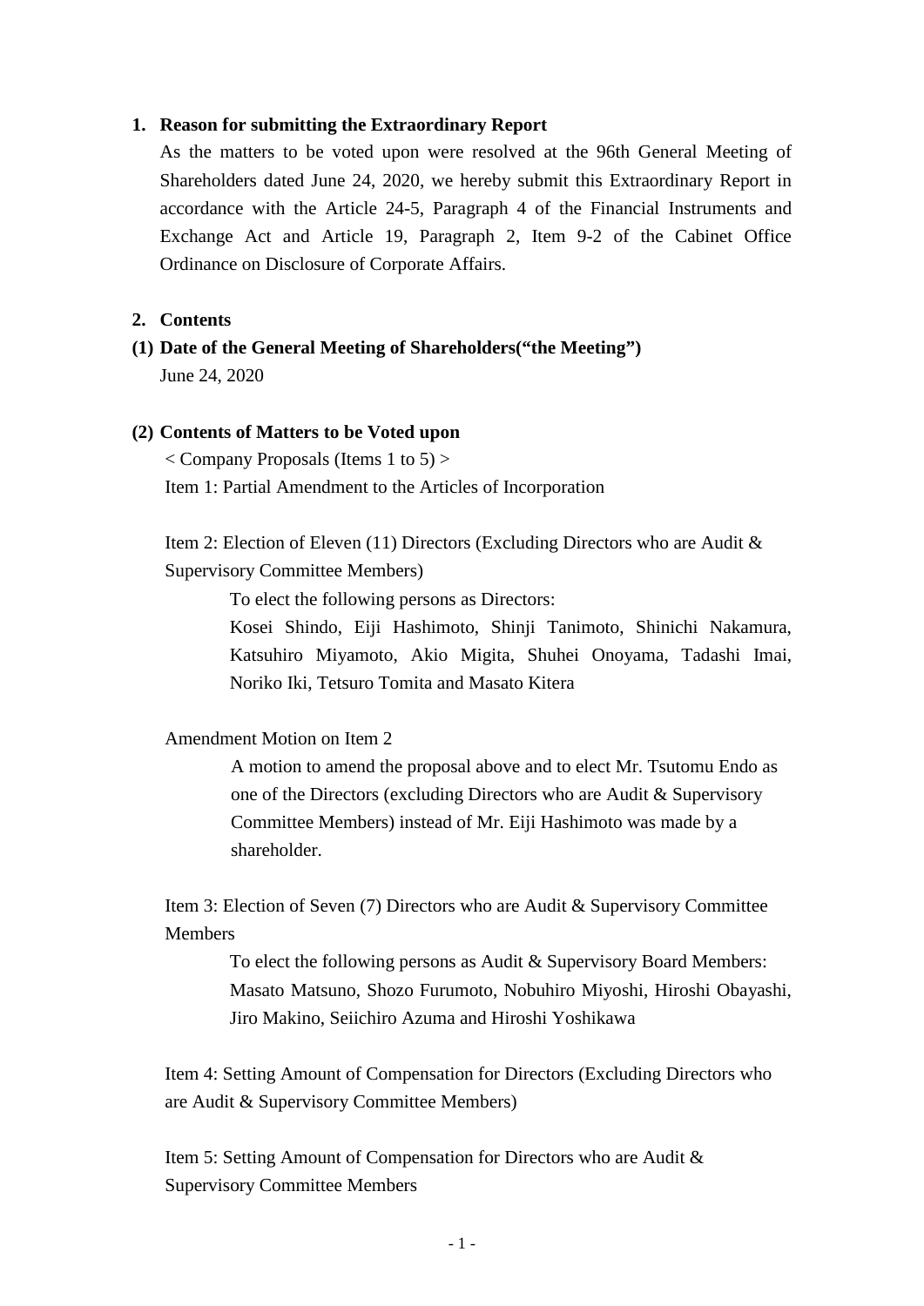**1. Reason for submitting the Extraordinary Report**

As the matters to be voted upon were resolved at the 96th General Meeting of Shareholders dated June 24, 2020, we hereby submit this Extraordinary Report in accordance with the Article 24-5, Paragraph 4 of the Financial Instruments and Exchange Act and Article 19, Paragraph 2, Item 9-2 of the Cabinet Office Ordinance on Disclosure of Corporate Affairs.

**2. Contents**

**(1) Date of the General Meeting of Shareholders(“the Meeting”)**

June 24, 2020

**(2) Contents of Matters to be Voted upon**

< Company Proposals (Items 1 to 5) >

Item 1: Partial Amendment to the Articles of Incorporation

Item 2: Election of Eleven (11) Directors (Excluding Directors who are Audit & Supervisory Committee Members)

> To elect the following persons as Directors:
> Kosei Shindo, Eiji Hashimoto, Shinji Tanimoto, Shinichi Nakamura, Katsuhiro Miyamoto, Akio Migita, Shuhei Onoyama, Tadashi Imai, Noriko Iki, Tetsuro Tomita and Masato Kitera

Amendment Motion on Item 2

> A motion to amend the proposal above and to elect Mr. Tsutomu Endo as one of the Directors (excluding Directors who are Audit & Supervisory Committee Members) instead of Mr. Eiji Hashimoto was made by a shareholder.

Item 3: Election of Seven (7) Directors who are Audit & Supervisory Committee Members

> To elect the following persons as Audit & Supervisory Board Members:
> Masato Matsuno, Shozo Furumoto, Nobuhiro Miyoshi, Hiroshi Obayashi, Jiro Makino, Seiichiro Azuma and Hiroshi Yoshikawa

Item 4: Setting Amount of Compensation for Directors (Excluding Directors who are Audit & Supervisory Committee Members)

Item 5: Setting Amount of Compensation for Directors who are Audit & Supervisory Committee Members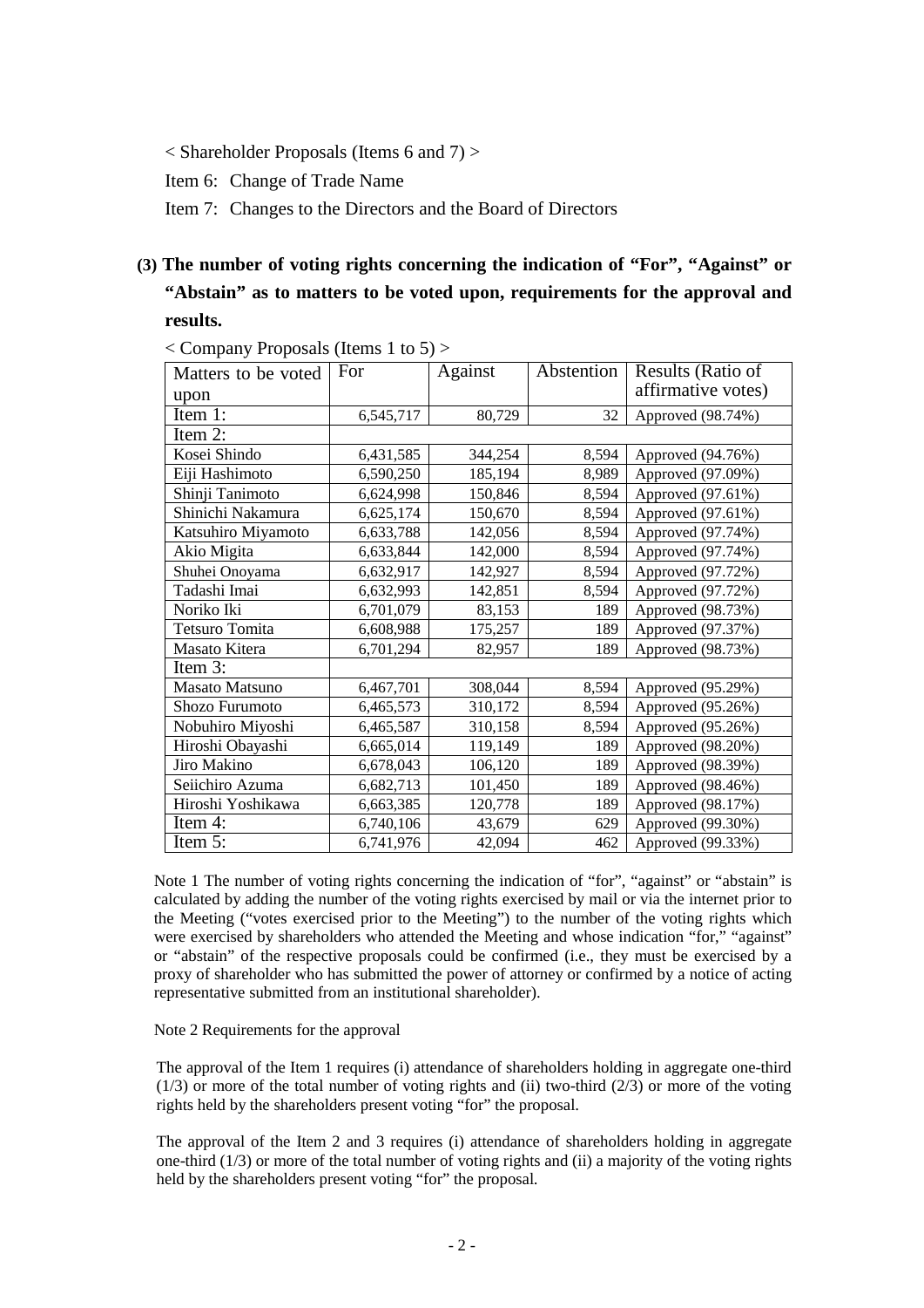< Shareholder Proposals (Items 6 and 7) >

Item 6: Change of Trade Name

Item 7: Changes to the Directors and the Board of Directors

### (3) The number of voting rights concerning the indication of "For", "Against" or "Abstain" as to matters to be voted upon, requirements for the approval and results.

< Company Proposals (Items 1 to 5) >

| Matters to be voted upon | For | Against | Abstention | Results (Ratio of affirmative votes) |
|---|---|---|---|---|
| Item 1: | 6,545,717 | 80,729 | 32 | Approved (98.74%) |
| Item 2: | | | | |
| Kosei Shindo | 6,431,585 | 344,254 | 8,594 | Approved (94.76%) |
| Eiji Hashimoto | 6,590,250 | 185,194 | 8,989 | Approved (97.09%) |
| Shinji Tanimoto | 6,624,998 | 150,846 | 8,594 | Approved (97.61%) |
| Shinichi Nakamura | 6,625,174 | 150,670 | 8,594 | Approved (97.61%) |
| Katsuhiro Miyamoto | 6,633,788 | 142,056 | 8,594 | Approved (97.74%) |
| Akio Migita | 6,633,844 | 142,000 | 8,594 | Approved (97.74%) |
| Shuhei Onoyama | 6,632,917 | 142,927 | 8,594 | Approved (97.72%) |
| Tadashi Imai | 6,632,993 | 142,851 | 8,594 | Approved (97.72%) |
| Noriko Iki | 6,701,079 | 83,153 | 189 | Approved (98.73%) |
| Tetsuro Tomita | 6,608,988 | 175,257 | 189 | Approved (97.37%) |
| Masato Kitera | 6,701,294 | 82,957 | 189 | Approved (98.73%) |
| Item 3: | | | | |
| Masato Matsuno | 6,467,701 | 308,044 | 8,594 | Approved (95.29%) |
| Shozo Furumoto | 6,465,573 | 310,172 | 8,594 | Approved (95.26%) |
| Nobuhiro Miyoshi | 6,465,587 | 310,158 | 8,594 | Approved (95.26%) |
| Hiroshi Obayashi | 6,665,014 | 119,149 | 189 | Approved (98.20%) |
| Jiro Makino | 6,678,043 | 106,120 | 189 | Approved (98.39%) |
| Seiichiro Azuma | 6,682,713 | 101,450 | 189 | Approved (98.46%) |
| Hiroshi Yoshikawa | 6,663,385 | 120,778 | 189 | Approved (98.17%) |
| Item 4: | 6,740,106 | 43,679 | 629 | Approved (99.30%) |
| Item 5: | 6,741,976 | 42,094 | 462 | Approved (99.33%) |

Note 1 The number of voting rights concerning the indication of "for", "against" or "abstain" is calculated by adding the number of the voting rights exercised by mail or via the internet prior to the Meeting ("votes exercised prior to the Meeting") to the number of the voting rights which were exercised by shareholders who attended the Meeting and whose indication "for," "against" or "abstain" of the respective proposals could be confirmed (i.e., they must be exercised by a proxy of shareholder who has submitted the power of attorney or confirmed by a notice of acting representative submitted from an institutional shareholder).

Note 2 Requirements for the approval

The approval of the Item 1 requires (i) attendance of shareholders holding in aggregate one-third (1/3) or more of the total number of voting rights and (ii) two-third (2/3) or more of the voting rights held by the shareholders present voting "for" the proposal.

The approval of the Item 2 and 3 requires (i) attendance of shareholders holding in aggregate one-third (1/3) or more of the total number of voting rights and (ii) a majority of the voting rights held by the shareholders present voting "for" the proposal.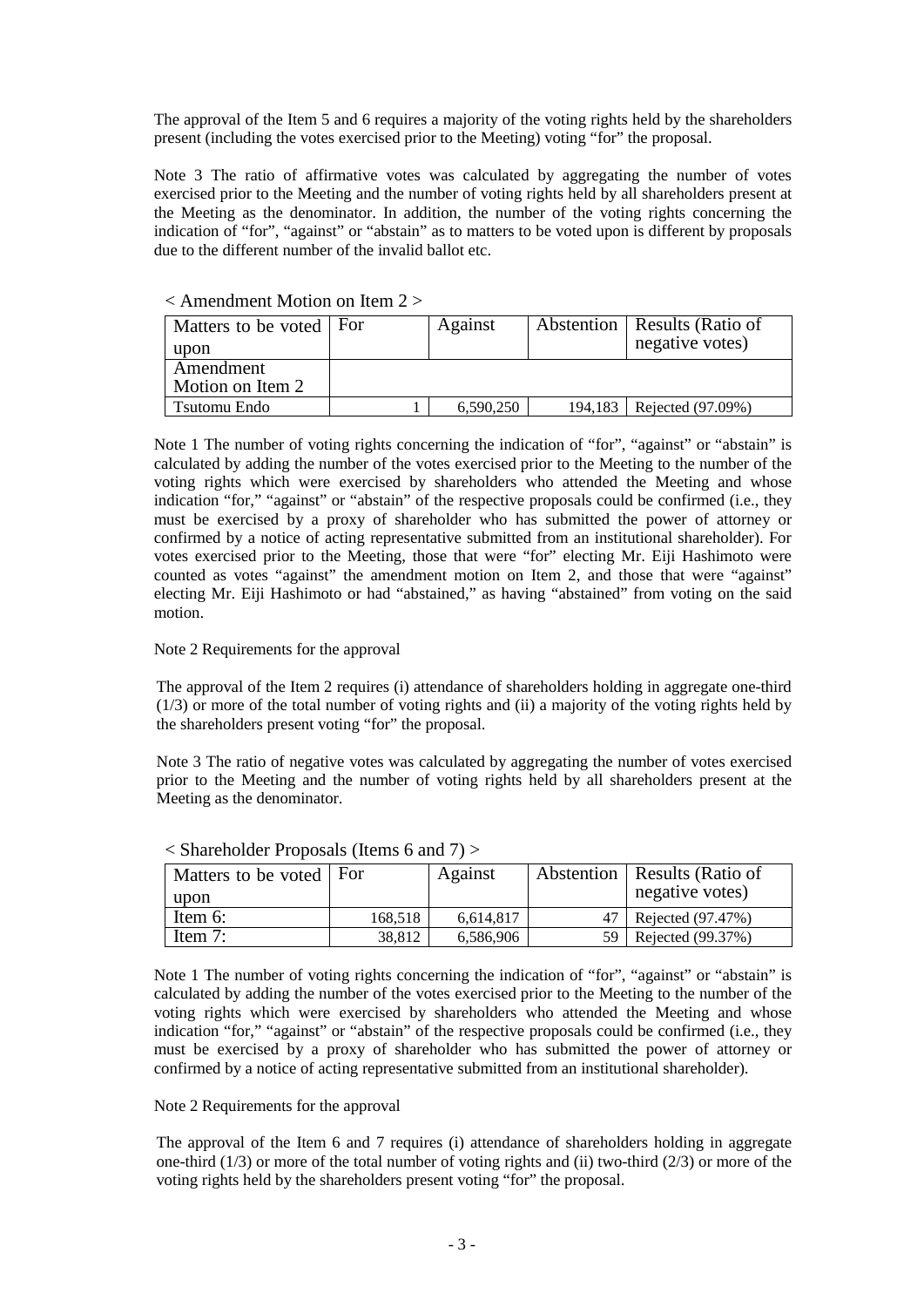The approval of the Item 5 and 6 requires a majority of the voting rights held by the shareholders present (including the votes exercised prior to the Meeting) voting "for" the proposal.

Note 3 The ratio of affirmative votes was calculated by aggregating the number of votes exercised prior to the Meeting and the number of voting rights held by all shareholders present at the Meeting as the denominator. In addition, the number of the voting rights concerning the indication of "for", "against" or "abstain" as to matters to be voted upon is different by proposals due to the different number of the invalid ballot etc.

< Amendment Motion on Item 2 >

| Matters to be voted upon | For | Against | Abstention | Results (Ratio of negative votes) |
|---|---|---|---|---|
| Amendment Motion on Item 2 | | | | |
| Tsutomu Endo | 1 | 6,590,250 | 194,183 | Rejected (97.09%) |

Note 1 The number of voting rights concerning the indication of "for", "against" or "abstain" is calculated by adding the number of the votes exercised prior to the Meeting to the number of the voting rights which were exercised by shareholders who attended the Meeting and whose indication "for," "against" or "abstain" of the respective proposals could be confirmed (i.e., they must be exercised by a proxy of shareholder who has submitted the power of attorney or confirmed by a notice of acting representative submitted from an institutional shareholder). For votes exercised prior to the Meeting, those that were "for" electing Mr. Eiji Hashimoto were counted as votes "against" the amendment motion on Item 2, and those that were "against" electing Mr. Eiji Hashimoto or had "abstained," as having "abstained" from voting on the said motion.

Note 2 Requirements for the approval

The approval of the Item 2 requires (i) attendance of shareholders holding in aggregate one-third (1/3) or more of the total number of voting rights and (ii) a majority of the voting rights held by the shareholders present voting "for" the proposal.

Note 3 The ratio of negative votes was calculated by aggregating the number of votes exercised prior to the Meeting and the number of voting rights held by all shareholders present at the Meeting as the denominator.

< Shareholder Proposals (Items 6 and 7) >

| Matters to be voted upon | For | Against | Abstention | Results (Ratio of negative votes) |
|---|---|---|---|---|
| Item 6: | 168,518 | 6,614,817 | 47 | Rejected (97.47%) |
| Item 7: | 38,812 | 6,586,906 | 59 | Rejected (99.37%) |

Note 1 The number of voting rights concerning the indication of "for", "against" or "abstain" is calculated by adding the number of the votes exercised prior to the Meeting to the number of the voting rights which were exercised by shareholders who attended the Meeting and whose indication "for," "against" or "abstain" of the respective proposals could be confirmed (i.e., they must be exercised by a proxy of shareholder who has submitted the power of attorney or confirmed by a notice of acting representative submitted from an institutional shareholder).

Note 2 Requirements for the approval

The approval of the Item 6 and 7 requires (i) attendance of shareholders holding in aggregate one-third (1/3) or more of the total number of voting rights and (ii) two-third (2/3) or more of the voting rights held by the shareholders present voting "for" the proposal.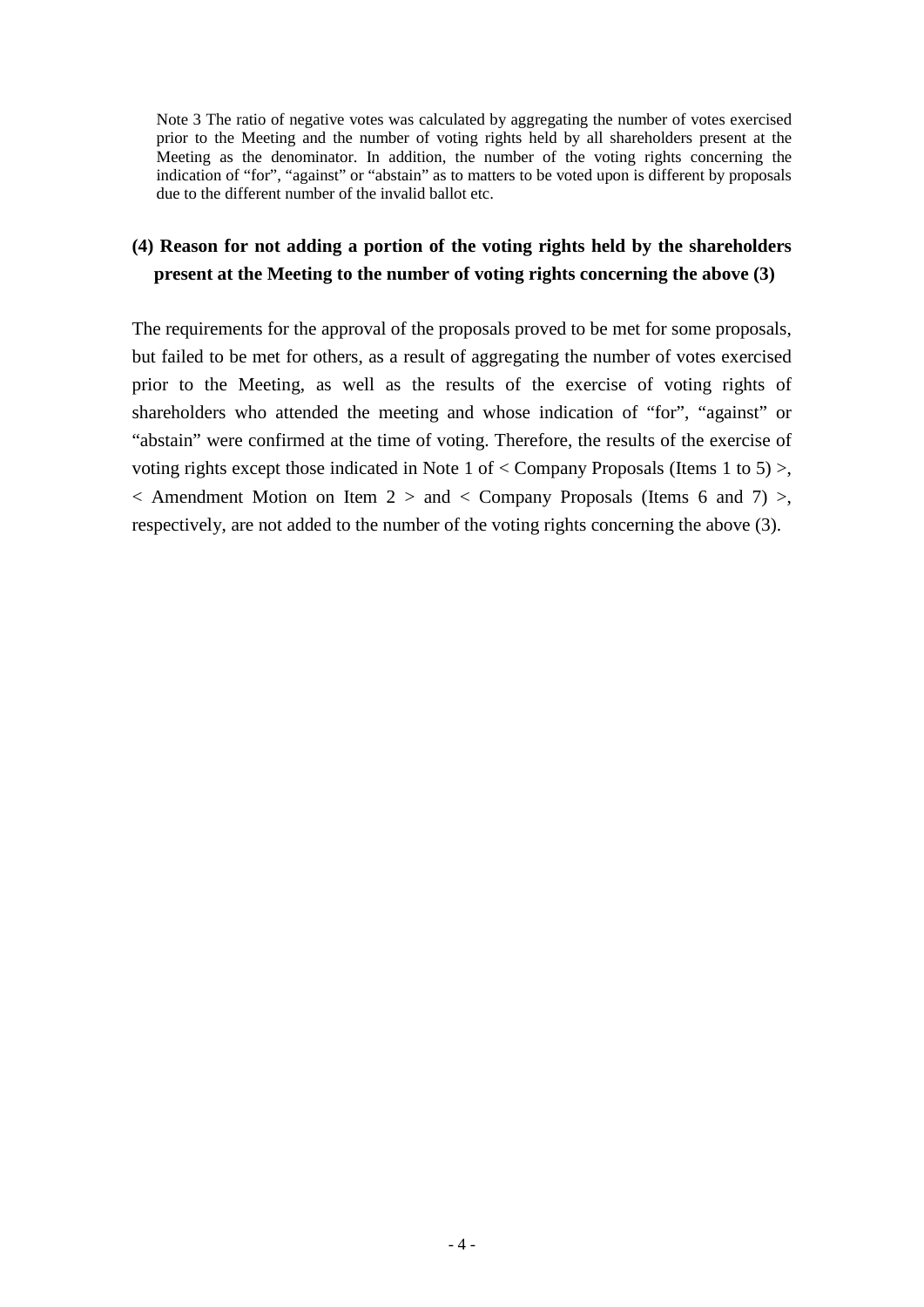Note 3 The ratio of negative votes was calculated by aggregating the number of votes exercised prior to the Meeting and the number of voting rights held by all shareholders present at the Meeting as the denominator. In addition, the number of the voting rights concerning the indication of "for", "against" or "abstain" as to matters to be voted upon is different by proposals due to the different number of the invalid ballot etc.

### (4) Reason for not adding a portion of the voting rights held by the shareholders present at the Meeting to the number of voting rights concerning the above (3)

The requirements for the approval of the proposals proved to be met for some proposals, but failed to be met for others, as a result of aggregating the number of votes exercised prior to the Meeting, as well as the results of the exercise of voting rights of shareholders who attended the meeting and whose indication of "for", "against" or "abstain" were confirmed at the time of voting. Therefore, the results of the exercise of voting rights except those indicated in Note 1 of < Company Proposals (Items 1 to 5) >, < Amendment Motion on Item 2 > and < Company Proposals (Items 6 and 7) >, respectively, are not added to the number of the voting rights concerning the above (3).